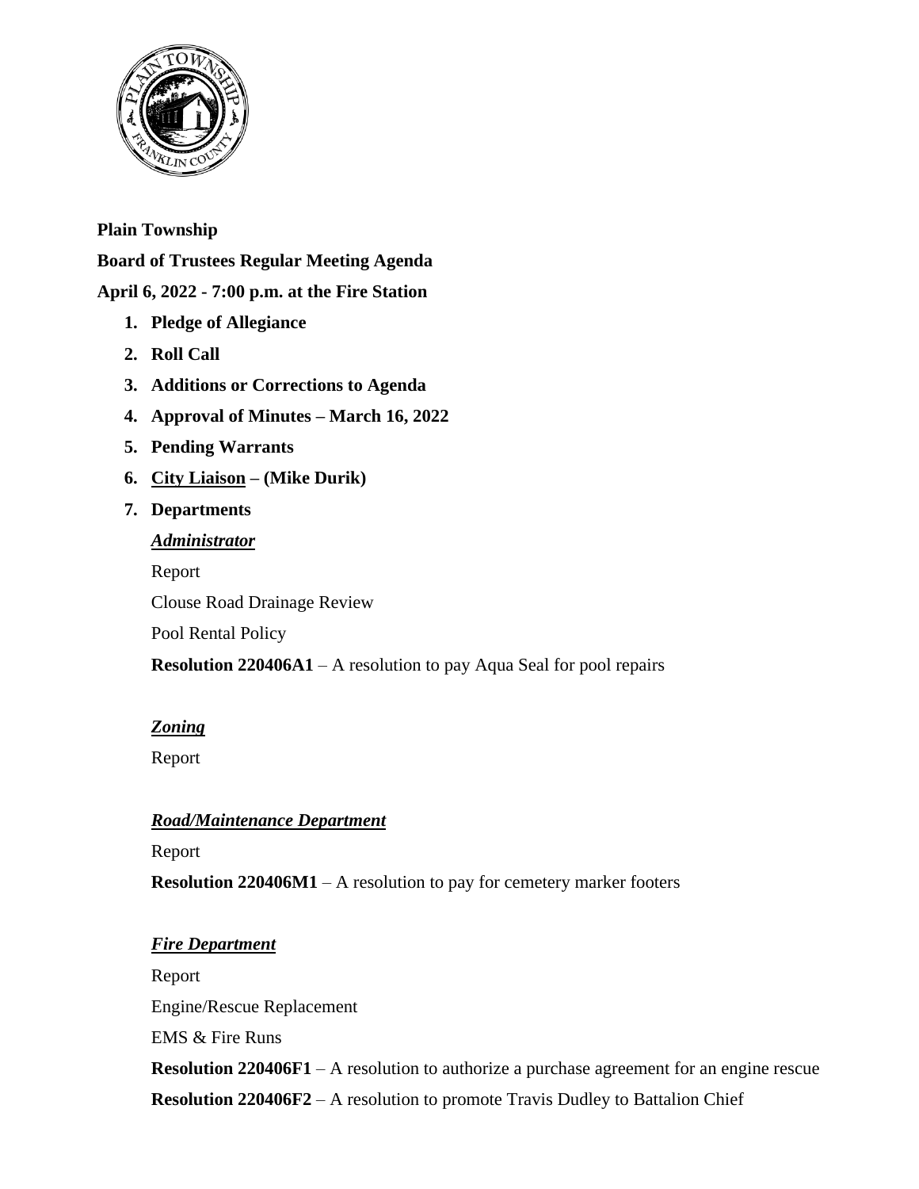**Plain Township**

**Board of Trustees Regular Meeting Agenda**

**April 6, 2022 - 7:00 p.m. at the Fire Station**

1. **Pledge of Allegiance**
2. **Roll Call**
3. **Additions or Corrections to Agenda**
4. **Approval of Minutes – March 16, 2022**
5. **Pending Warrants**
6. **City Liaison – (Mike Durik)**
7. **Departments**

   ***Administrator***

   Report

   Clouse Road Drainage Review

   Pool Rental Policy

   **Resolution 220406A1** – A resolution to pay Aqua Seal for pool repairs

   ***Zoning***

   Report

   ***Road/Maintenance Department***

   Report

   **Resolution 220406M1** – A resolution to pay for cemetery marker footers

   ***Fire Department***

   Report

   Engine/Rescue Replacement

   EMS & Fire Runs

   **Resolution 220406F1** – A resolution to authorize a purchase agreement for an engine rescue

   **Resolution 220406F2** – A resolution to promote Travis Dudley to Battalion Chief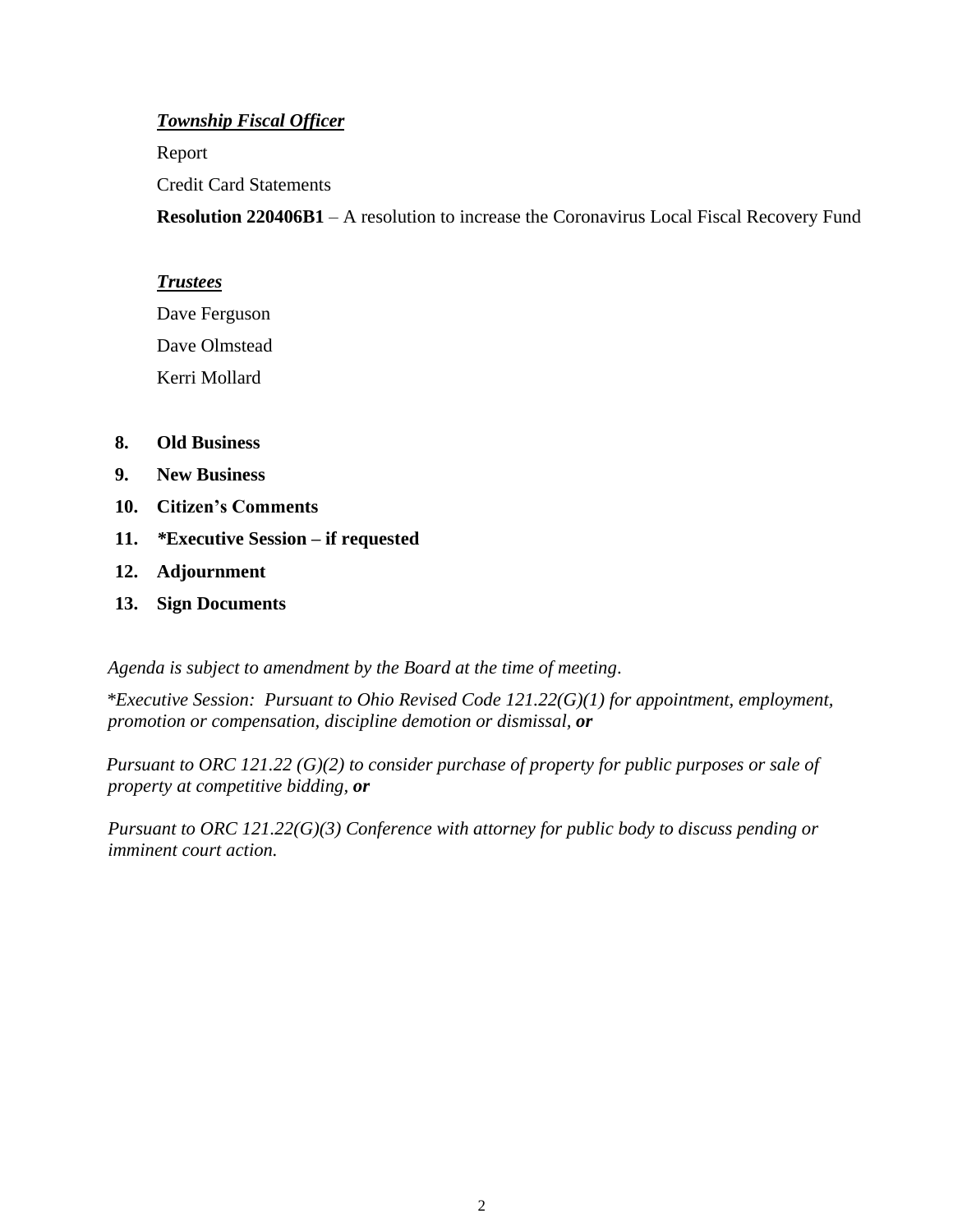***Township Fiscal Officer***

Report

Credit Card Statements

**Resolution 220406B1** – A resolution to increase the Coronavirus Local Fiscal Recovery Fund

***Trustees***

Dave Ferguson

Dave Olmstead

Kerri Mollard

8. **Old Business**
9. **New Business**
10. **Citizen's Comments**
11. ***\*Executive Session – if requested***
12. **Adjournment**
13. **Sign Documents**

*Agenda is subject to amendment by the Board at the time of meeting.*

\**Executive Session: Pursuant to Ohio Revised Code 121.22(G)(1) for appointment, employment, promotion or compensation, discipline demotion or dismissal,* ***or***

*Pursuant to ORC 121.22 (G)(2) to consider purchase of property for public purposes or sale of property at competitive bidding,* ***or***

*Pursuant to ORC 121.22(G)(3) Conference with attorney for public body to discuss pending or imminent court action.*